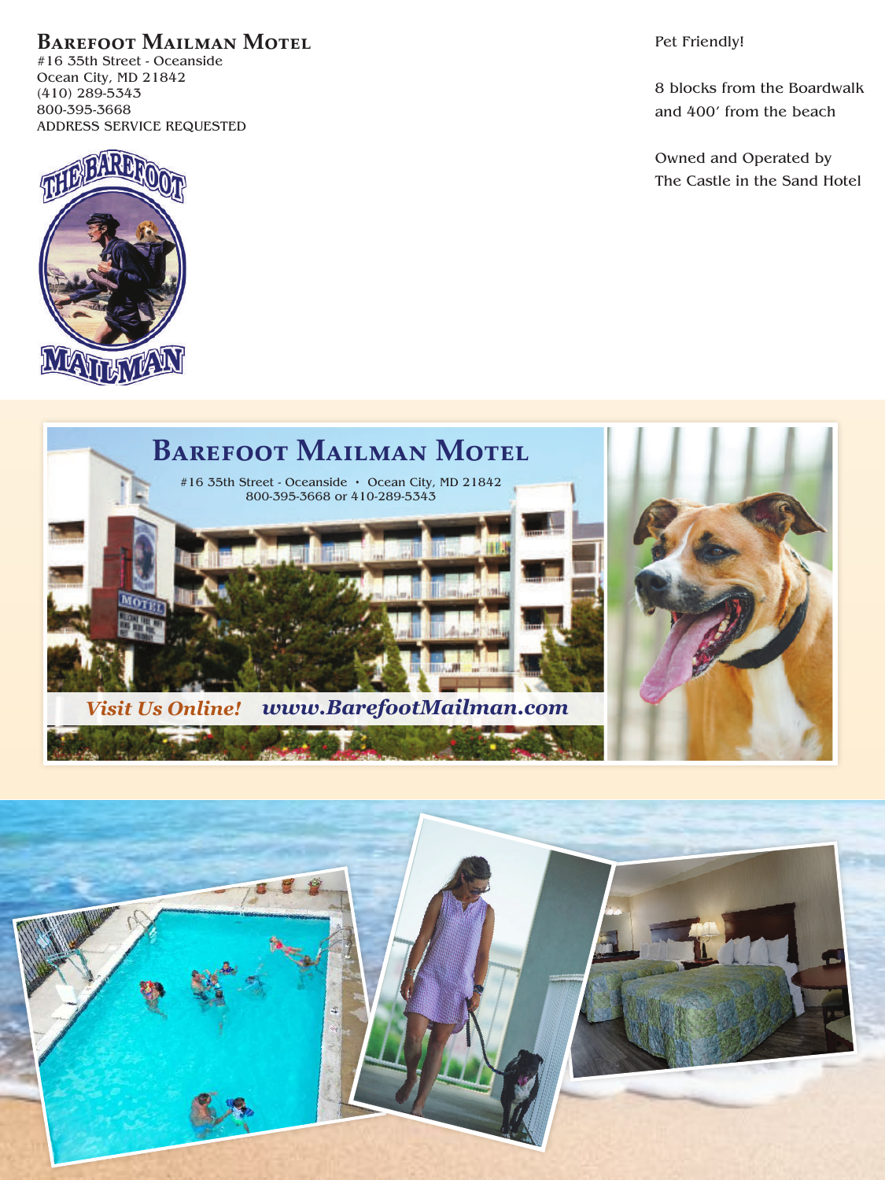# Barefoot Mailman Motel

#16 35th Street - Oceanside
Ocean City, MD 21842
(410) 289-5343
800-395-3668
ADDRESS SERVICE REQUESTED

Pet Friendly!

8 blocks from the Boardwalk and 400′ from the beach

Owned and Operated by The Castle in the Sand Hotel

## Barefoot Mailman Motel

#16 35th Street - Oceanside • Ocean City, MD 21842
800-395-3668 or 410-289-5343

*Visit Us Online!* ***www.BarefootMailman.com***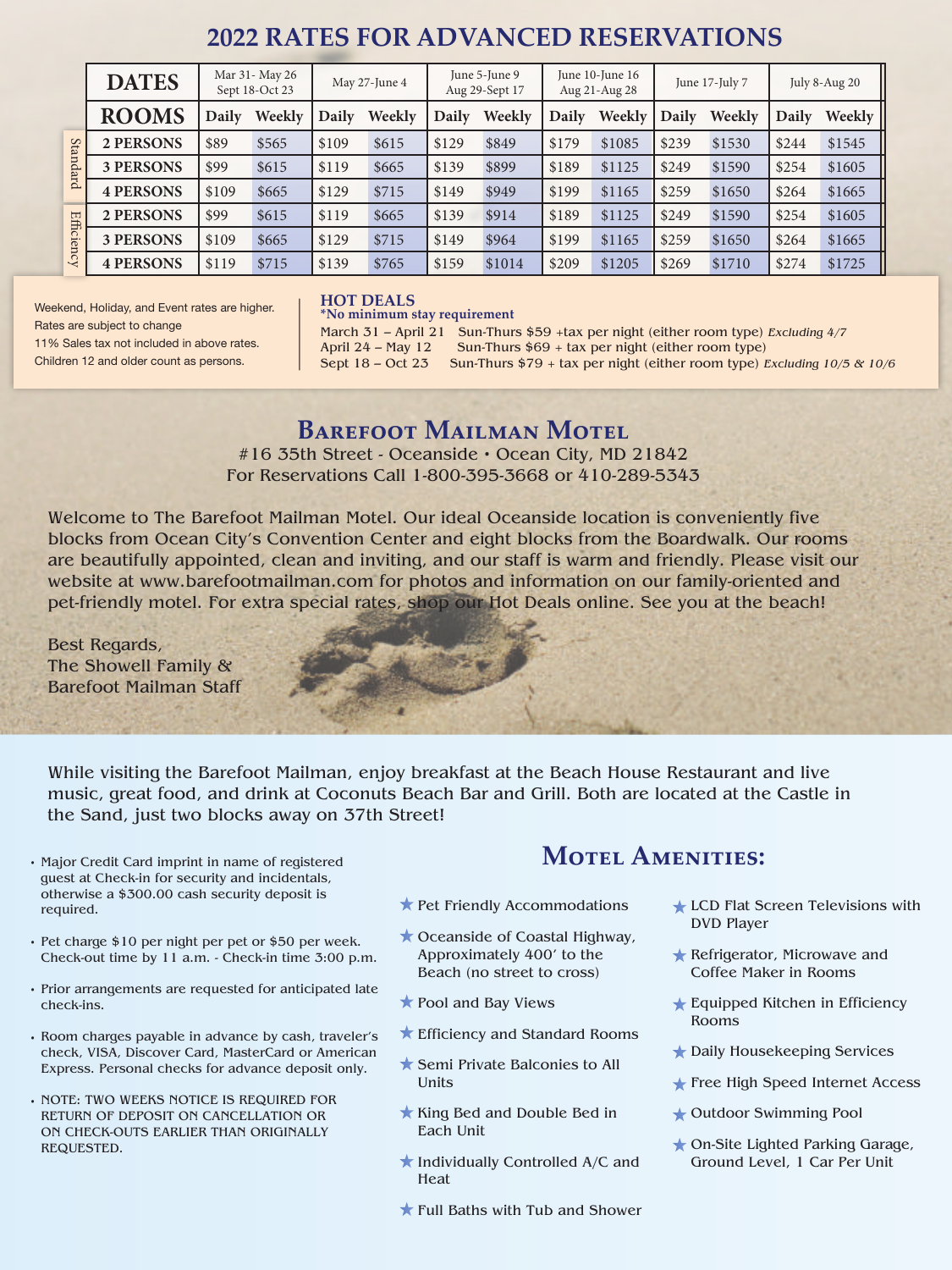# 2022 RATES FOR ADVANCED RESERVATIONS

| | DATES | Mar 31- May 26 Sept 18-Oct 23 | | May 27-June 4 | | June 5-June 9 Aug 29-Sept 17 | | June 10-June 16 Aug 21-Aug 28 | | June 17-July 7 | | July 8-Aug 20 | |
|---|---|---|---|---|---|---|---|---|---|---|---|---|---|
| | ROOMS | Daily | Weekly | Daily | Weekly | Daily | Weekly | Daily | Weekly | Daily | Weekly | Daily | Weekly |
| Standard | 2 PERSONS | $89 | $565 | $109 | $615 | $129 | $849 | $179 | $1085 | $239 | $1530 | $244 | $1545 |
| | 3 PERSONS | $99 | $615 | $119 | $665 | $139 | $899 | $189 | $1125 | $249 | $1590 | $254 | $1605 |
| | 4 PERSONS | $109 | $665 | $129 | $715 | $149 | $949 | $199 | $1165 | $259 | $1650 | $264 | $1665 |
| Efficiency | 2 PERSONS | $99 | $615 | $119 | $665 | $139 | $914 | $189 | $1125 | $249 | $1590 | $254 | $1605 |
| | 3 PERSONS | $109 | $665 | $129 | $715 | $149 | $964 | $199 | $1165 | $259 | $1650 | $264 | $1665 |
| | 4 PERSONS | $119 | $715 | $139 | $765 | $159 | $1014 | $209 | $1205 | $269 | $1710 | $274 | $1725 |

Weekend, Holiday, and Event rates are higher.
Rates are subject to change
11% Sales tax not included in above rates.
Children 12 and older count as persons.

**HOT DEALS**
***No minimum stay requirement**

March 31 – April 21 Sun-Thurs $59 +tax per night (either room type) *Excluding 4/7*
April 24 – May 12 Sun-Thurs $69 + tax per night (either room type)
Sept 18 – Oct 23 Sun-Thurs $79 + tax per night (either room type) *Excluding 10/5 & 10/6*

## Barefoot Mailman Motel

#16 35th Street - Oceanside • Ocean City, MD 21842
For Reservations Call 1-800-395-3668 or 410-289-5343

Welcome to The Barefoot Mailman Motel. Our ideal Oceanside location is conveniently five blocks from Ocean City's Convention Center and eight blocks from the Boardwalk. Our rooms are beautifully appointed, clean and inviting, and our staff is warm and friendly. Please visit our website at www.barefootmailman.com for photos and information on our family-oriented and pet-friendly motel. For extra special rates, shop our Hot Deals online. See you at the beach!

Best Regards,
The Showell Family &
Barefoot Mailman Staff

While visiting the Barefoot Mailman, enjoy breakfast at the Beach House Restaurant and live music, great food, and drink at Coconuts Beach Bar and Grill. Both are located at the Castle in the Sand, just two blocks away on 37th Street!

- Major Credit Card imprint in name of registered guest at Check-in for security and incidentals, otherwise a $300.00 cash security deposit is required.
- Pet charge $10 per night per pet or $50 per week. Check-out time by 11 a.m. - Check-in time 3:00 p.m.
- Prior arrangements are requested for anticipated late check-ins.
- Room charges payable in advance by cash, traveler's check, VISA, Discover Card, MasterCard or American Express. Personal checks for advance deposit only.
- NOTE: TWO WEEKS NOTICE IS REQUIRED FOR RETURN OF DEPOSIT ON CANCELLATION OR ON CHECK-OUTS EARLIER THAN ORIGINALLY REQUESTED.

## Motel Amenities:

- ★ Pet Friendly Accommodations
- ★ Oceanside of Coastal Highway, Approximately 400' to the Beach (no street to cross)
- ★ Pool and Bay Views
- ★ Efficiency and Standard Rooms
- ★ Semi Private Balconies to All Units
- ★ King Bed and Double Bed in Each Unit
- ★ Individually Controlled A/C and Heat
- ★ Full Baths with Tub and Shower
- ★ LCD Flat Screen Televisions with DVD Player
- ★ Refrigerator, Microwave and Coffee Maker in Rooms
- ★ Equipped Kitchen in Efficiency Rooms
- ★ Daily Housekeeping Services
- ★ Free High Speed Internet Access
- ★ Outdoor Swimming Pool
- ★ On-Site Lighted Parking Garage, Ground Level, 1 Car Per Unit